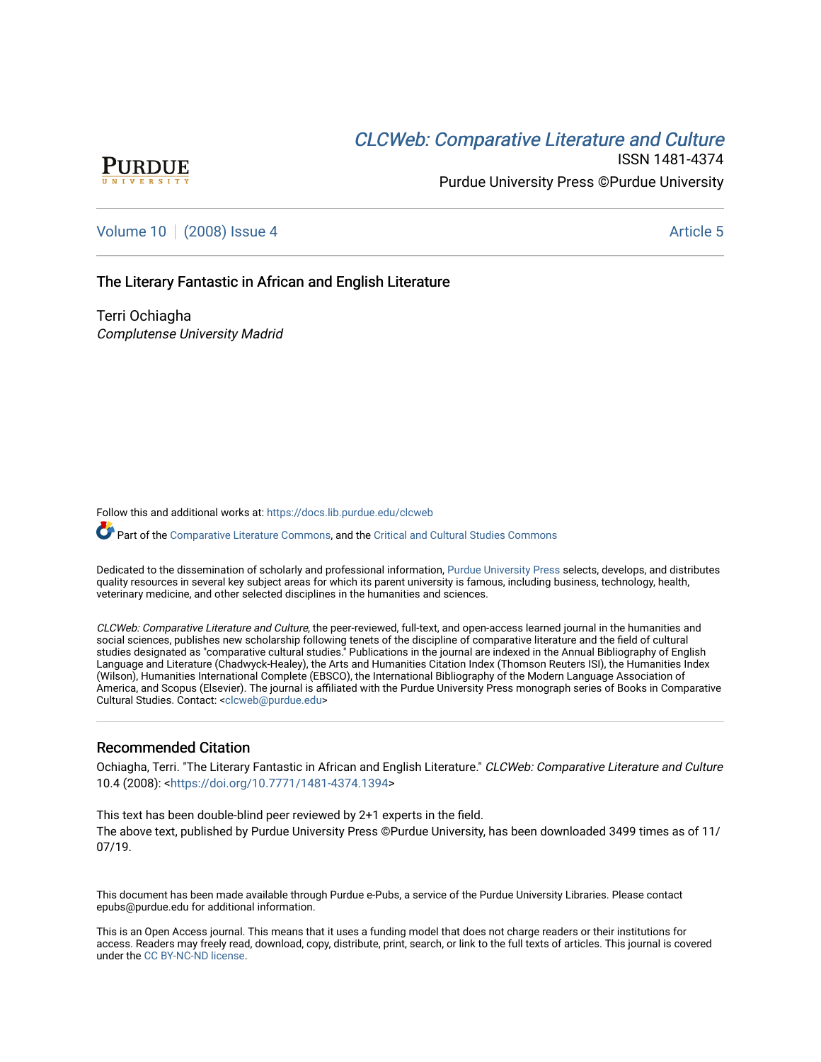# CLCWeb: Comparative Literature and Culture

ISSN 1481-4374

Purdue University Press ©Purdue University

Volume 10 | (2008) Issue 4 Article 5

## The Literary Fantastic in African and English Literature

Terri Ochiagha
*Complutense University Madrid*

Follow this and additional works at: https://docs.lib.purdue.edu/clcweb

Part of the Comparative Literature Commons, and the Critical and Cultural Studies Commons

Dedicated to the dissemination of scholarly and professional information, Purdue University Press selects, develops, and distributes quality resources in several key subject areas for which its parent university is famous, including business, technology, health, veterinary medicine, and other selected disciplines in the humanities and sciences.

*CLCWeb: Comparative Literature and Culture*, the peer-reviewed, full-text, and open-access learned journal in the humanities and social sciences, publishes new scholarship following tenets of the discipline of comparative literature and the field of cultural studies designated as "comparative cultural studies." Publications in the journal are indexed in the Annual Bibliography of English Language and Literature (Chadwyck-Healey), the Arts and Humanities Citation Index (Thomson Reuters ISI), the Humanities Index (Wilson), Humanities International Complete (EBSCO), the International Bibliography of the Modern Language Association of America, and Scopus (Elsevier). The journal is affiliated with the Purdue University Press monograph series of Books in Comparative Cultural Studies. Contact: <clcweb@purdue.edu>

### Recommended Citation

Ochiagha, Terri. "The Literary Fantastic in African and English Literature." *CLCWeb: Comparative Literature and Culture* 10.4 (2008): <https://doi.org/10.7771/1481-4374.1394>

This text has been double-blind peer reviewed by 2+1 experts in the field.
The above text, published by Purdue University Press ©Purdue University, has been downloaded 3499 times as of 11/07/19.

This document has been made available through Purdue e-Pubs, a service of the Purdue University Libraries. Please contact epubs@purdue.edu for additional information.

This is an Open Access journal. This means that it uses a funding model that does not charge readers or their institutions for access. Readers may freely read, download, copy, distribute, print, search, or link to the full texts of articles. This journal is covered under the CC BY-NC-ND license.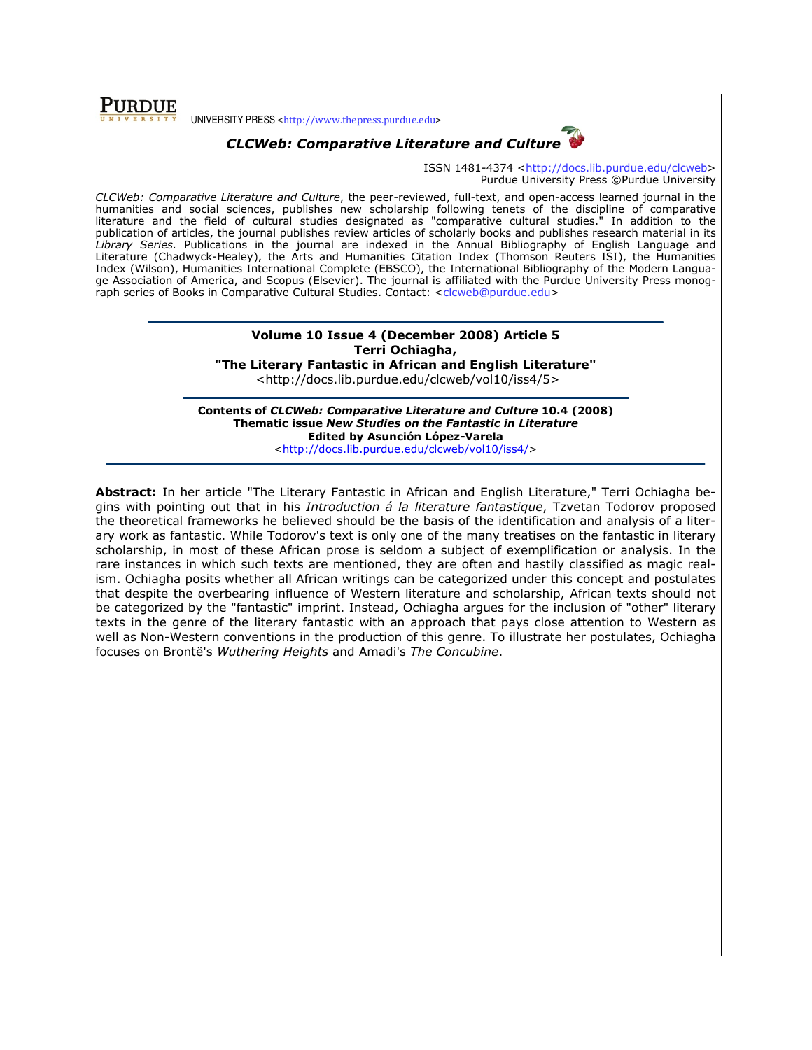**PURDUE** UNIVERSITY

UNIVERSITY PRESS <http://www.thepress.purdue.edu>

***CLCWeb: Comparative Literature and Culture***

ISSN 1481-4374 <http://docs.lib.purdue.edu/clcweb>
Purdue University Press ©Purdue University

*CLCWeb: Comparative Literature and Culture*, the peer-reviewed, full-text, and open-access learned journal in the humanities and social sciences, publishes new scholarship following tenets of the discipline of comparative literature and the field of cultural studies designated as "comparative cultural studies." In addition to the publication of articles, the journal publishes review articles of scholarly books and publishes research material in its *Library Series*. Publications in the journal are indexed in the Annual Bibliography of English Language and Literature (Chadwyck-Healey), the Arts and Humanities Citation Index (Thomson Reuters ISI), the Humanities Index (Wilson), Humanities International Complete (EBSCO), the International Bibliography of the Modern Language Association of America, and Scopus (Elsevier). The journal is affiliated with the Purdue University Press monograph series of Books in Comparative Cultural Studies. Contact: <clcweb@purdue.edu>

**Volume 10 Issue 4 (December 2008) Article 5**
**Terri Ochiagha,**
**"The Literary Fantastic in African and English Literature"**
<http://docs.lib.purdue.edu/clcweb/vol10/iss4/5>

**Contents of *CLCWeb: Comparative Literature and Culture* 10.4 (2008)**
**Thematic issue *New Studies on the Fantastic in Literature***
**Edited by Asunción López-Varela**
<http://docs.lib.purdue.edu/clcweb/vol10/iss4/>

**Abstract:** In her article "The Literary Fantastic in African and English Literature," Terri Ochiagha begins with pointing out that in his *Introduction á la literature fantastique*, Tzvetan Todorov proposed the theoretical frameworks he believed should be the basis of the identification and analysis of a literary work as fantastic. While Todorov's text is only one of the many treatises on the fantastic in literary scholarship, in most of these African prose is seldom a subject of exemplification or analysis. In the rare instances in which such texts are mentioned, they are often and hastily classified as magic realism. Ochiagha posits whether all African writings can be categorized under this concept and postulates that despite the overbearing influence of Western literature and scholarship, African texts should not be categorized by the "fantastic" imprint. Instead, Ochiagha argues for the inclusion of "other" literary texts in the genre of the literary fantastic with an approach that pays close attention to Western as well as Non-Western conventions in the production of this genre. To illustrate her postulates, Ochiagha focuses on Brontë's *Wuthering Heights* and Amadi's *The Concubine*.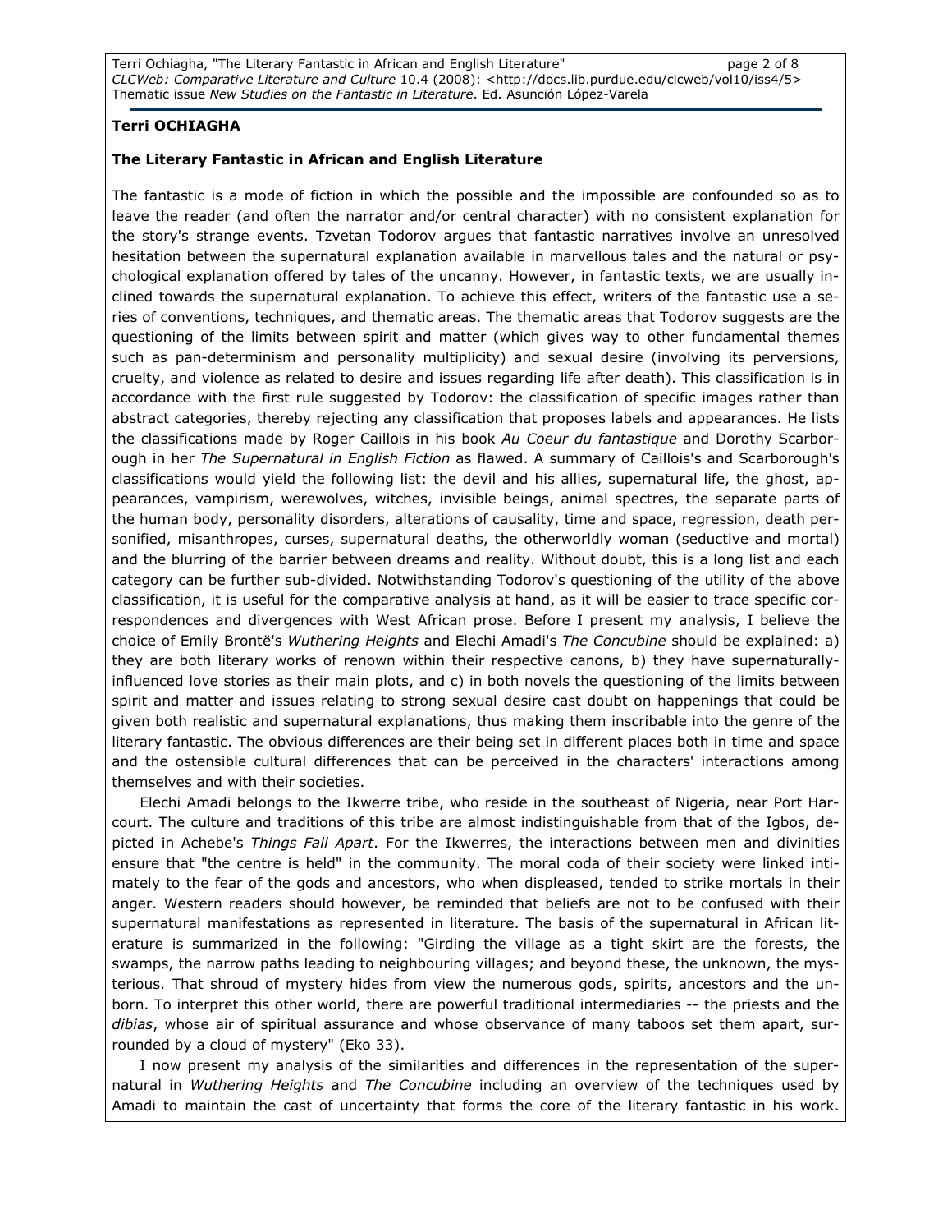**Terri OCHIAGHA**

**The Literary Fantastic in African and English Literature**

The fantastic is a mode of fiction in which the possible and the impossible are confounded so as to leave the reader (and often the narrator and/or central character) with no consistent explanation for the story's strange events. Tzvetan Todorov argues that fantastic narratives involve an unresolved hesitation between the supernatural explanation available in marvellous tales and the natural or psychological explanation offered by tales of the uncanny. However, in fantastic texts, we are usually inclined towards the supernatural explanation. To achieve this effect, writers of the fantastic use a series of conventions, techniques, and thematic areas. The thematic areas that Todorov suggests are the questioning of the limits between spirit and matter (which gives way to other fundamental themes such as pan-determinism and personality multiplicity) and sexual desire (involving its perversions, cruelty, and violence as related to desire and issues regarding life after death). This classification is in accordance with the first rule suggested by Todorov: the classification of specific images rather than abstract categories, thereby rejecting any classification that proposes labels and appearances. He lists the classifications made by Roger Caillois in his book *Au Coeur du fantastique* and Dorothy Scarborough in her *The Supernatural in English Fiction* as flawed. A summary of Caillois's and Scarborough's classifications would yield the following list: the devil and his allies, supernatural life, the ghost, appearances, vampirism, werewolves, witches, invisible beings, animal spectres, the separate parts of the human body, personality disorders, alterations of causality, time and space, regression, death personified, misanthropes, curses, supernatural deaths, the otherworldly woman (seductive and mortal) and the blurring of the barrier between dreams and reality. Without doubt, this is a long list and each category can be further sub-divided. Notwithstanding Todorov's questioning of the utility of the above classification, it is useful for the comparative analysis at hand, as it will be easier to trace specific correspondences and divergences with West African prose. Before I present my analysis, I believe the choice of Emily Brontë's *Wuthering Heights* and Elechi Amadi's *The Concubine* should be explained: a) they are both literary works of renown within their respective canons, b) they have supernaturally-influenced love stories as their main plots, and c) in both novels the questioning of the limits between spirit and matter and issues relating to strong sexual desire cast doubt on happenings that could be given both realistic and supernatural explanations, thus making them inscribable into the genre of the literary fantastic. The obvious differences are their being set in different places both in time and space and the ostensible cultural differences that can be perceived in the characters' interactions among themselves and with their societies.

Elechi Amadi belongs to the Ikwerre tribe, who reside in the southeast of Nigeria, near Port Harcourt. The culture and traditions of this tribe are almost indistinguishable from that of the Igbos, depicted in Achebe's *Things Fall Apart*. For the Ikwerres, the interactions between men and divinities ensure that "the centre is held" in the community. The moral coda of their society were linked intimately to the fear of the gods and ancestors, who when displeased, tended to strike mortals in their anger. Western readers should however, be reminded that beliefs are not to be confused with their supernatural manifestations as represented in literature. The basis of the supernatural in African literature is summarized in the following: "Girding the village as a tight skirt are the forests, the swamps, the narrow paths leading to neighbouring villages; and beyond these, the unknown, the mysterious. That shroud of mystery hides from view the numerous gods, spirits, ancestors and the unborn. To interpret this other world, there are powerful traditional intermediaries -- the priests and the *dibias*, whose air of spiritual assurance and whose observance of many taboos set them apart, surrounded by a cloud of mystery" (Eko 33).

I now present my analysis of the similarities and differences in the representation of the supernatural in *Wuthering Heights* and *The Concubine* including an overview of the techniques used by Amadi to maintain the cast of uncertainty that forms the core of the literary fantastic in his work.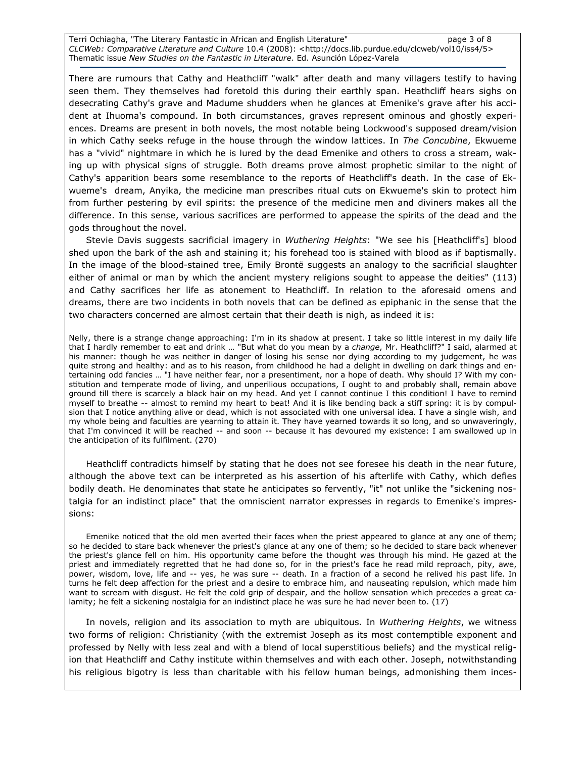There are rumours that Cathy and Heathcliff "walk" after death and many villagers testify to having seen them. They themselves had foretold this during their earthly span. Heathcliff hears sighs on desecrating Cathy's grave and Madume shudders when he glances at Emenike's grave after his accident at Ihuoma's compound. In both circumstances, graves represent ominous and ghostly experiences. Dreams are present in both novels, the most notable being Lockwood's supposed dream/vision in which Cathy seeks refuge in the house through the window lattices. In *The Concubine*, Ekwueme has a "vivid" nightmare in which he is lured by the dead Emenike and others to cross a stream, waking up with physical signs of struggle. Both dreams prove almost prophetic similar to the night of Cathy's apparition bears some resemblance to the reports of Heathcliff's death. In the case of Ekwueme's dream, Anyika, the medicine man prescribes ritual cuts on Ekwueme's skin to protect him from further pestering by evil spirits: the presence of the medicine men and diviners makes all the difference. In this sense, various sacrifices are performed to appease the spirits of the dead and the gods throughout the novel.

Stevie Davis suggests sacrificial imagery in *Wuthering Heights*: "We see his [Heathcliff's] blood shed upon the bark of the ash and staining it; his forehead too is stained with blood as if baptismally. In the image of the blood-stained tree, Emily Brontë suggests an analogy to the sacrificial slaughter either of animal or man by which the ancient mystery religions sought to appease the deities" (113) and Cathy sacrifices her life as atonement to Heathcliff. In relation to the aforesaid omens and dreams, there are two incidents in both novels that can be defined as epiphanic in the sense that the two characters concerned are almost certain that their death is nigh, as indeed it is:

> Nelly, there is a strange change approaching: I'm in its shadow at present. I take so little interest in my daily life that I hardly remember to eat and drink … "But what do you mean by a *change*, Mr. Heathcliff?" I said, alarmed at his manner: though he was neither in danger of losing his sense nor dying according to my judgement, he was quite strong and healthy: and as to his reason, from childhood he had a delight in dwelling on dark things and entertaining odd fancies … "I have neither fear, nor a presentiment, nor a hope of death. Why should I? With my constitution and temperate mode of living, and unperilious occupations, I ought to and probably shall, remain above ground till there is scarcely a black hair on my head. And yet I cannot continue I this condition! I have to remind myself to breathe -- almost to remind my heart to beat! And it is like bending back a stiff spring: it is by compulsion that I notice anything alive or dead, which is not associated with one universal idea. I have a single wish, and my whole being and faculties are yearning to attain it. They have yearned towards it so long, and so unwaveringly, that I'm convinced it will be reached -- and soon -- because it has devoured my existence: I am swallowed up in the anticipation of its fulfilment. (270)

Heathcliff contradicts himself by stating that he does not see foresee his death in the near future, although the above text can be interpreted as his assertion of his afterlife with Cathy, which defies bodily death. He denominates that state he anticipates so fervently, "it" not unlike the "sickening nostalgia for an indistinct place" that the omniscient narrator expresses in regards to Emenike's impressions:

> Emenike noticed that the old men averted their faces when the priest appeared to glance at any one of them; so he decided to stare back whenever the priest's glance at any one of them; so he decided to stare back whenever the priest's glance fell on him. His opportunity came before the thought was through his mind. He gazed at the priest and immediately regretted that he had done so, for in the priest's face he read mild reproach, pity, awe, power, wisdom, love, life and -- yes, he was sure -- death. In a fraction of a second he relived his past life. In turns he felt deep affection for the priest and a desire to embrace him, and nauseating repulsion, which made him want to scream with disgust. He felt the cold grip of despair, and the hollow sensation which precedes a great calamity; he felt a sickening nostalgia for an indistinct place he was sure he had never been to. (17)

In novels, religion and its association to myth are ubiquitous. In *Wuthering Heights*, we witness two forms of religion: Christianity (with the extremist Joseph as its most contemptible exponent and professed by Nelly with less zeal and with a blend of local superstitious beliefs) and the mystical religion that Heathcliff and Cathy institute within themselves and with each other. Joseph, notwithstanding his religious bigotry is less than charitable with his fellow human beings, admonishing them inces-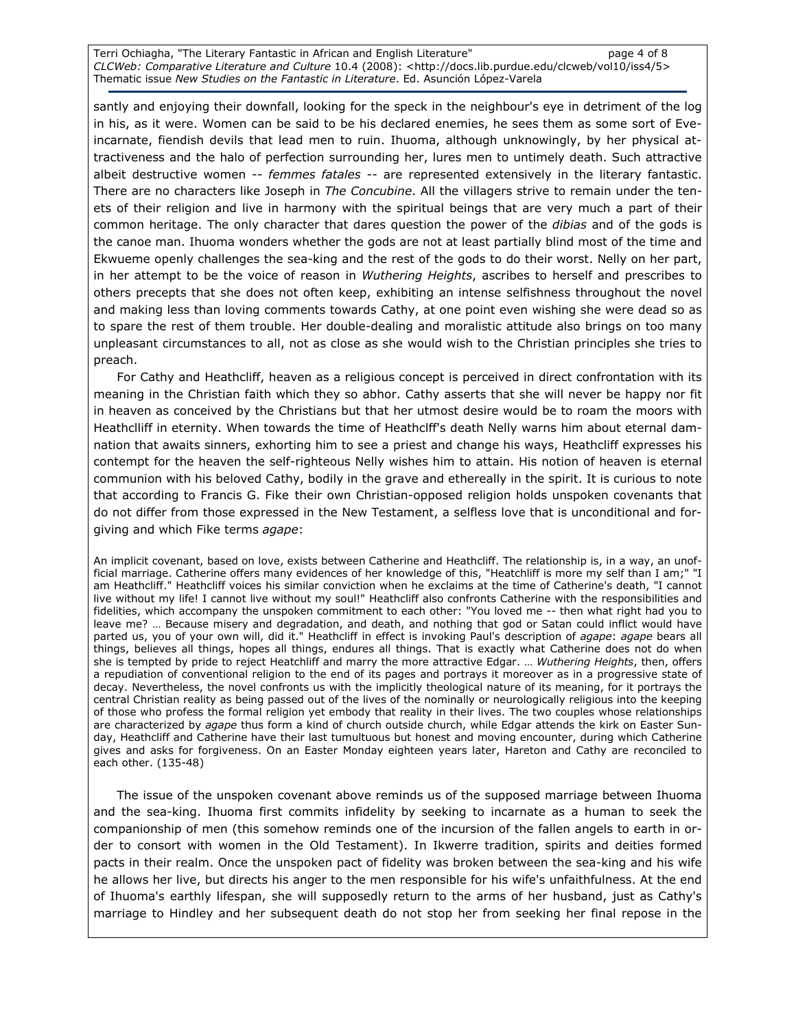santly and enjoying their downfall, looking for the speck in the neighbour's eye in detriment of the log in his, as it were. Women can be said to be his declared enemies, he sees them as some sort of Eve-incarnate, fiendish devils that lead men to ruin. Ihuoma, although unknowingly, by her physical attractiveness and the halo of perfection surrounding her, lures men to untimely death. Such attractive albeit destructive women -- *femmes fatales* -- are represented extensively in the literary fantastic. There are no characters like Joseph in *The Concubine*. All the villagers strive to remain under the tenets of their religion and live in harmony with the spiritual beings that are very much a part of their common heritage. The only character that dares question the power of the *dibias* and of the gods is the canoe man. Ihuoma wonders whether the gods are not at least partially blind most of the time and Ekwueme openly challenges the sea-king and the rest of the gods to do their worst. Nelly on her part, in her attempt to be the voice of reason in *Wuthering Heights*, ascribes to herself and prescribes to others precepts that she does not often keep, exhibiting an intense selfishness throughout the novel and making less than loving comments towards Cathy, at one point even wishing she were dead so as to spare the rest of them trouble. Her double-dealing and moralistic attitude also brings on too many unpleasant circumstances to all, not as close as she would wish to the Christian principles she tries to preach.

For Cathy and Heathcliff, heaven as a religious concept is perceived in direct confrontation with its meaning in the Christian faith which they so abhor. Cathy asserts that she will never be happy nor fit in heaven as conceived by the Christians but that her utmost desire would be to roam the moors with Heathclliff in eternity. When towards the time of Heathclff's death Nelly warns him about eternal damnation that awaits sinners, exhorting him to see a priest and change his ways, Heathcliff expresses his contempt for the heaven the self-righteous Nelly wishes him to attain. His notion of heaven is eternal communion with his beloved Cathy, bodily in the grave and ethereally in the spirit. It is curious to note that according to Francis G. Fike their own Christian-opposed religion holds unspoken covenants that do not differ from those expressed in the New Testament, a selfless love that is unconditional and forgiving and which Fike terms *agape*:

> An implicit covenant, based on love, exists between Catherine and Heathcliff. The relationship is, in a way, an unofficial marriage. Catherine offers many evidences of her knowledge of this, "Heatchliff is more my self than I am;" "I am Heathcliff." Heathcliff voices his similar conviction when he exclaims at the time of Catherine's death, "I cannot live without my life! I cannot live without my soul!" Heathcliff also confronts Catherine with the responsibilities and fidelities, which accompany the unspoken commitment to each other: "You loved me -- then what right had you to leave me? … Because misery and degradation, and death, and nothing that god or Satan could inflict would have parted us, you of your own will, did it." Heathcliff in effect is invoking Paul's description of *agape*: *agape* bears all things, believes all things, hopes all things, endures all things. That is exactly what Catherine does not do when she is tempted by pride to reject Heatchliff and marry the more attractive Edgar. … *Wuthering Heights*, then, offers a repudiation of conventional religion to the end of its pages and portrays it moreover as in a progressive state of decay. Nevertheless, the novel confronts us with the implicitly theological nature of its meaning, for it portrays the central Christian reality as being passed out of the lives of the nominally or neurologically religious into the keeping of those who profess the formal religion yet embody that reality in their lives. The two couples whose relationships are characterized by *agape* thus form a kind of church outside church, while Edgar attends the kirk on Easter Sunday, Heathcliff and Catherine have their last tumultuous but honest and moving encounter, during which Catherine gives and asks for forgiveness. On an Easter Monday eighteen years later, Hareton and Cathy are reconciled to each other. (135-48)

The issue of the unspoken covenant above reminds us of the supposed marriage between Ihuoma and the sea-king. Ihuoma first commits infidelity by seeking to incarnate as a human to seek the companionship of men (this somehow reminds one of the incursion of the fallen angels to earth in order to consort with women in the Old Testament). In Ikwerre tradition, spirits and deities formed pacts in their realm. Once the unspoken pact of fidelity was broken between the sea-king and his wife he allows her live, but directs his anger to the men responsible for his wife's unfaithfulness. At the end of Ihuoma's earthly lifespan, she will supposedly return to the arms of her husband, just as Cathy's marriage to Hindley and her subsequent death do not stop her from seeking her final repose in the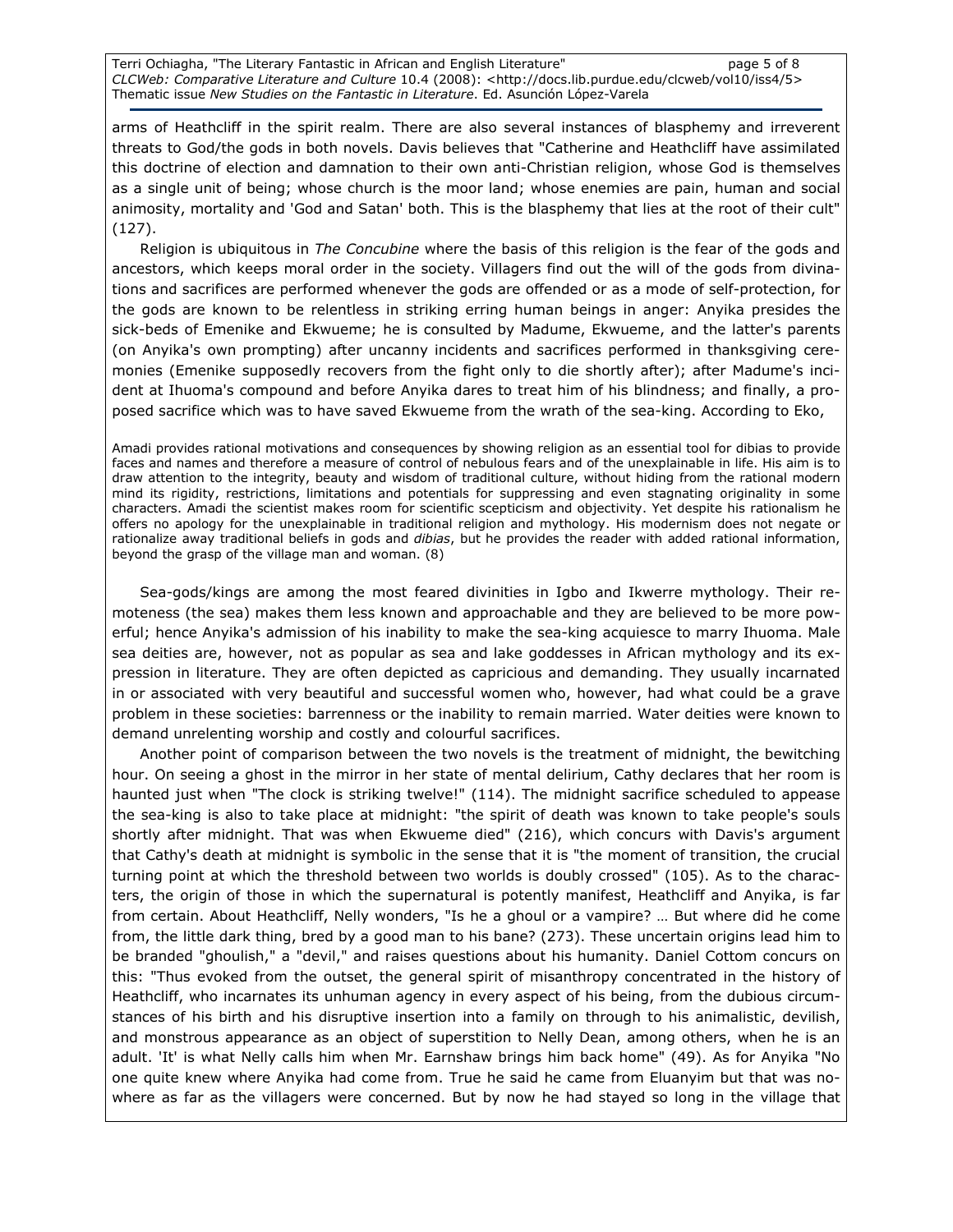arms of Heathcliff in the spirit realm. There are also several instances of blasphemy and irreverent threats to God/the gods in both novels. Davis believes that "Catherine and Heathcliff have assimilated this doctrine of election and damnation to their own anti-Christian religion, whose God is themselves as a single unit of being; whose church is the moor land; whose enemies are pain, human and social animosity, mortality and 'God and Satan' both. This is the blasphemy that lies at the root of their cult" (127).

Religion is ubiquitous in *The Concubine* where the basis of this religion is the fear of the gods and ancestors, which keeps moral order in the society. Villagers find out the will of the gods from divinations and sacrifices are performed whenever the gods are offended or as a mode of self-protection, for the gods are known to be relentless in striking erring human beings in anger: Anyika presides the sick-beds of Emenike and Ekwueme; he is consulted by Madume, Ekwueme, and the latter's parents (on Anyika's own prompting) after uncanny incidents and sacrifices performed in thanksgiving ceremonies (Emenike supposedly recovers from the fight only to die shortly after); after Madume's incident at Ihuoma's compound and before Anyika dares to treat him of his blindness; and finally, a proposed sacrifice which was to have saved Ekwueme from the wrath of the sea-king. According to Eko,

> Amadi provides rational motivations and consequences by showing religion as an essential tool for dibias to provide faces and names and therefore a measure of control of nebulous fears and of the unexplainable in life. His aim is to draw attention to the integrity, beauty and wisdom of traditional culture, without hiding from the rational modern mind its rigidity, restrictions, limitations and potentials for suppressing and even stagnating originality in some characters. Amadi the scientist makes room for scientific scepticism and objectivity. Yet despite his rationalism he offers no apology for the unexplainable in traditional religion and mythology. His modernism does not negate or rationalize away traditional beliefs in gods and *dibias*, but he provides the reader with added rational information, beyond the grasp of the village man and woman. (8)

Sea-gods/kings are among the most feared divinities in Igbo and Ikwerre mythology. Their remoteness (the sea) makes them less known and approachable and they are believed to be more powerful; hence Anyika's admission of his inability to make the sea-king acquiesce to marry Ihuoma. Male sea deities are, however, not as popular as sea and lake goddesses in African mythology and its expression in literature. They are often depicted as capricious and demanding. They usually incarnated in or associated with very beautiful and successful women who, however, had what could be a grave problem in these societies: barrenness or the inability to remain married. Water deities were known to demand unrelenting worship and costly and colourful sacrifices.

Another point of comparison between the two novels is the treatment of midnight, the bewitching hour. On seeing a ghost in the mirror in her state of mental delirium, Cathy declares that her room is haunted just when "The clock is striking twelve!" (114). The midnight sacrifice scheduled to appease the sea-king is also to take place at midnight: "the spirit of death was known to take people's souls shortly after midnight. That was when Ekwueme died" (216), which concurs with Davis's argument that Cathy's death at midnight is symbolic in the sense that it is "the moment of transition, the crucial turning point at which the threshold between two worlds is doubly crossed" (105). As to the characters, the origin of those in which the supernatural is potently manifest, Heathcliff and Anyika, is far from certain. About Heathcliff, Nelly wonders, "Is he a ghoul or a vampire? … But where did he come from, the little dark thing, bred by a good man to his bane? (273). These uncertain origins lead him to be branded "ghoulish," a "devil," and raises questions about his humanity. Daniel Cottom concurs on this: "Thus evoked from the outset, the general spirit of misanthropy concentrated in the history of Heathcliff, who incarnates its unhuman agency in every aspect of his being, from the dubious circumstances of his birth and his disruptive insertion into a family on through to his animalistic, devilish, and monstrous appearance as an object of superstition to Nelly Dean, among others, when he is an adult. 'It' is what Nelly calls him when Mr. Earnshaw brings him back home" (49). As for Anyika "No one quite knew where Anyika had come from. True he said he came from Eluanyim but that was nowhere as far as the villagers were concerned. But by now he had stayed so long in the village that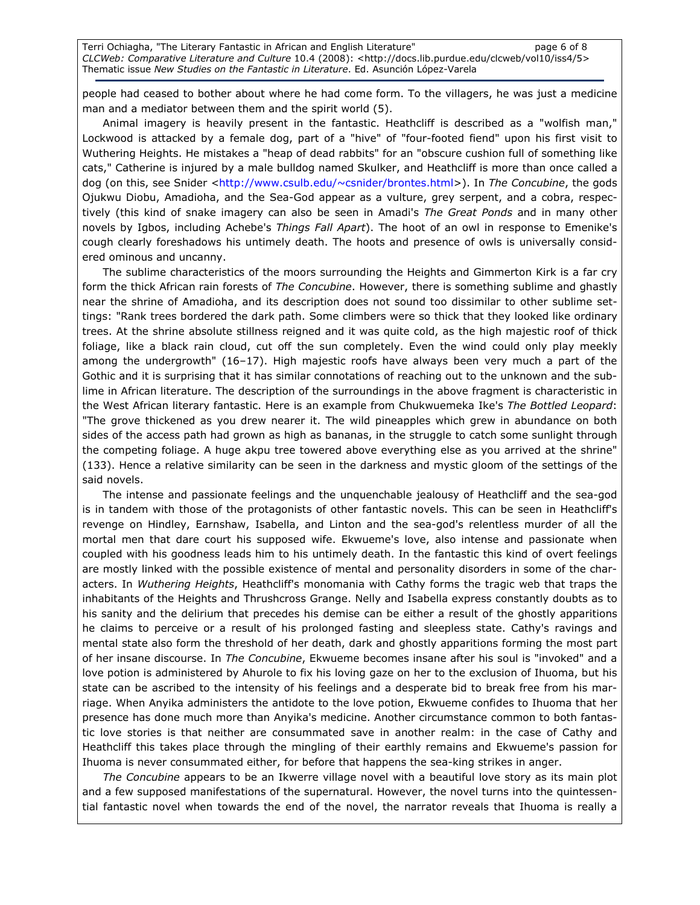people had ceased to bother about where he had come form. To the villagers, he was just a medicine man and a mediator between them and the spirit world (5).

Animal imagery is heavily present in the fantastic. Heathcliff is described as a "wolfish man," Lockwood is attacked by a female dog, part of a "hive" of "four-footed fiend" upon his first visit to Wuthering Heights. He mistakes a "heap of dead rabbits" for an "obscure cushion full of something like cats," Catherine is injured by a male bulldog named Skulker, and Heathcliff is more than once called a dog (on this, see Snider <http://www.csulb.edu/~csnider/brontes.html>). In *The Concubine*, the gods Ojukwu Diobu, Amadioha, and the Sea-God appear as a vulture, grey serpent, and a cobra, respectively (this kind of snake imagery can also be seen in Amadi's *The Great Ponds* and in many other novels by Igbos, including Achebe's *Things Fall Apart*). The hoot of an owl in response to Emenike's cough clearly foreshadows his untimely death. The hoots and presence of owls is universally considered ominous and uncanny.

The sublime characteristics of the moors surrounding the Heights and Gimmerton Kirk is a far cry form the thick African rain forests of *The Concubine*. However, there is something sublime and ghastly near the shrine of Amadioha, and its description does not sound too dissimilar to other sublime settings: "Rank trees bordered the dark path. Some climbers were so thick that they looked like ordinary trees. At the shrine absolute stillness reigned and it was quite cold, as the high majestic roof of thick foliage, like a black rain cloud, cut off the sun completely. Even the wind could only play meekly among the undergrowth" (16–17). High majestic roofs have always been very much a part of the Gothic and it is surprising that it has similar connotations of reaching out to the unknown and the sublime in African literature. The description of the surroundings in the above fragment is characteristic in the West African literary fantastic. Here is an example from Chukwuemeka Ike's *The Bottled Leopard*: "The grove thickened as you drew nearer it. The wild pineapples which grew in abundance on both sides of the access path had grown as high as bananas, in the struggle to catch some sunlight through the competing foliage. A huge akpu tree towered above everything else as you arrived at the shrine" (133). Hence a relative similarity can be seen in the darkness and mystic gloom of the settings of the said novels.

The intense and passionate feelings and the unquenchable jealousy of Heathcliff and the sea-god is in tandem with those of the protagonists of other fantastic novels. This can be seen in Heathcliff's revenge on Hindley, Earnshaw, Isabella, and Linton and the sea-god's relentless murder of all the mortal men that dare court his supposed wife. Ekwueme's love, also intense and passionate when coupled with his goodness leads him to his untimely death. In the fantastic this kind of overt feelings are mostly linked with the possible existence of mental and personality disorders in some of the characters. In *Wuthering Heights*, Heathcliff's monomania with Cathy forms the tragic web that traps the inhabitants of the Heights and Thrushcross Grange. Nelly and Isabella express constantly doubts as to his sanity and the delirium that precedes his demise can be either a result of the ghostly apparitions he claims to perceive or a result of his prolonged fasting and sleepless state. Cathy's ravings and mental state also form the threshold of her death, dark and ghostly apparitions forming the most part of her insane discourse. In *The Concubine*, Ekwueme becomes insane after his soul is "invoked" and a love potion is administered by Ahurole to fix his loving gaze on her to the exclusion of Ihuoma, but his state can be ascribed to the intensity of his feelings and a desperate bid to break free from his marriage. When Anyika administers the antidote to the love potion, Ekwueme confides to Ihuoma that her presence has done much more than Anyika's medicine. Another circumstance common to both fantastic love stories is that neither are consummated save in another realm: in the case of Cathy and Heathcliff this takes place through the mingling of their earthly remains and Ekwueme's passion for Ihuoma is never consummated either, for before that happens the sea-king strikes in anger.

*The Concubine* appears to be an Ikwerre village novel with a beautiful love story as its main plot and a few supposed manifestations of the supernatural. However, the novel turns into the quintessential fantastic novel when towards the end of the novel, the narrator reveals that Ihuoma is really a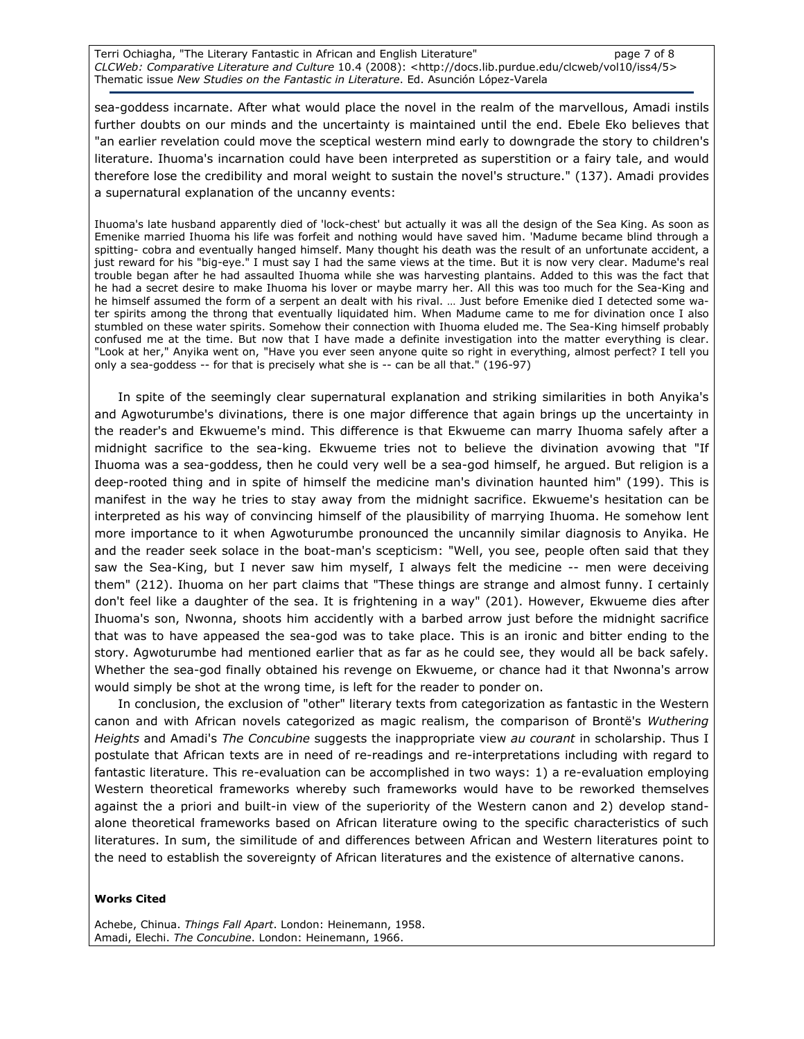sea-goddess incarnate. After what would place the novel in the realm of the marvellous, Amadi instils further doubts on our minds and the uncertainty is maintained until the end. Ebele Eko believes that "an earlier revelation could move the sceptical western mind early to downgrade the story to children's literature. Ihuoma's incarnation could have been interpreted as superstition or a fairy tale, and would therefore lose the credibility and moral weight to sustain the novel's structure." (137). Amadi provides a supernatural explanation of the uncanny events:

> Ihuoma's late husband apparently died of 'lock-chest' but actually it was all the design of the Sea King. As soon as Emenike married Ihuoma his life was forfeit and nothing would have saved him. 'Madume became blind through a spitting- cobra and eventually hanged himself. Many thought his death was the result of an unfortunate accident, a just reward for his "big-eye." I must say I had the same views at the time. But it is now very clear. Madume's real trouble began after he had assaulted Ihuoma while she was harvesting plantains. Added to this was the fact that he had a secret desire to make Ihuoma his lover or maybe marry her. All this was too much for the Sea-King and he himself assumed the form of a serpent an dealt with his rival. … Just before Emenike died I detected some water spirits among the throng that eventually liquidated him. When Madume came to me for divination once I also stumbled on these water spirits. Somehow their connection with Ihuoma eluded me. The Sea-King himself probably confused me at the time. But now that I have made a definite investigation into the matter everything is clear. "Look at her," Anyika went on, "Have you ever seen anyone quite so right in everything, almost perfect? I tell you only a sea-goddess -- for that is precisely what she is -- can be all that." (196-97)

In spite of the seemingly clear supernatural explanation and striking similarities in both Anyika's and Agwoturumbe's divinations, there is one major difference that again brings up the uncertainty in the reader's and Ekwueme's mind. This difference is that Ekwueme can marry Ihuoma safely after a midnight sacrifice to the sea-king. Ekwueme tries not to believe the divination avowing that "If Ihuoma was a sea-goddess, then he could very well be a sea-god himself, he argued. But religion is a deep-rooted thing and in spite of himself the medicine man's divination haunted him" (199). This is manifest in the way he tries to stay away from the midnight sacrifice. Ekwueme's hesitation can be interpreted as his way of convincing himself of the plausibility of marrying Ihuoma. He somehow lent more importance to it when Agwoturumbe pronounced the uncannily similar diagnosis to Anyika. He and the reader seek solace in the boat-man's scepticism: "Well, you see, people often said that they saw the Sea-King, but I never saw him myself, I always felt the medicine -- men were deceiving them" (212). Ihuoma on her part claims that "These things are strange and almost funny. I certainly don't feel like a daughter of the sea. It is frightening in a way" (201). However, Ekwueme dies after Ihuoma's son, Nwonna, shoots him accidently with a barbed arrow just before the midnight sacrifice that was to have appeased the sea-god was to take place. This is an ironic and bitter ending to the story. Agwoturumbe had mentioned earlier that as far as he could see, they would all be back safely. Whether the sea-god finally obtained his revenge on Ekwueme, or chance had it that Nwonna's arrow would simply be shot at the wrong time, is left for the reader to ponder on.

In conclusion, the exclusion of "other" literary texts from categorization as fantastic in the Western canon and with African novels categorized as magic realism, the comparison of Brontë's *Wuthering Heights* and Amadi's *The Concubine* suggests the inappropriate view *au courant* in scholarship. Thus I postulate that African texts are in need of re-readings and re-interpretations including with regard to fantastic literature. This re-evaluation can be accomplished in two ways: 1) a re-evaluation employing Western theoretical frameworks whereby such frameworks would have to be reworked themselves against the a priori and built-in view of the superiority of the Western canon and 2) develop stand-alone theoretical frameworks based on African literature owing to the specific characteristics of such literatures. In sum, the similitude of and differences between African and Western literatures point to the need to establish the sovereignty of African literatures and the existence of alternative canons.

**Works Cited**

Achebe, Chinua. *Things Fall Apart*. London: Heinemann, 1958.
Amadi, Elechi. *The Concubine*. London: Heinemann, 1966.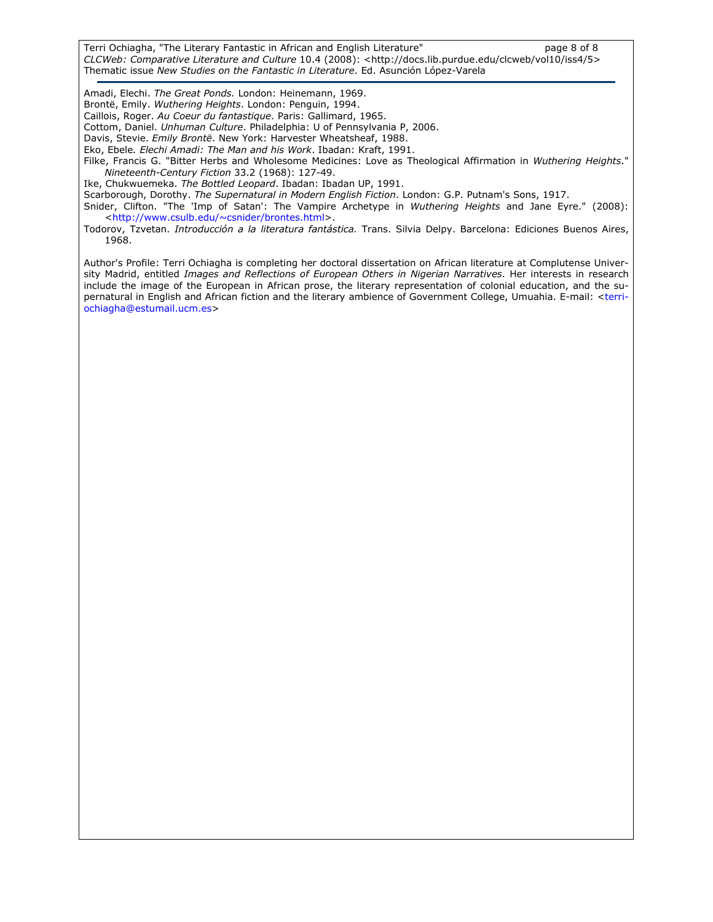Amadi, Elechi. *The Great Ponds.* London: Heinemann, 1969.

Brontë, Emily. *Wuthering Heights*. London: Penguin, 1994.

Caillois, Roger. *Au Coeur du fantastique*. Paris: Gallimard, 1965.

Cottom, Daniel. *Unhuman Culture*. Philadelphia: U of Pennsylvania P, 2006.

Davis, Stevie. *Emily Brontë*. New York: Harvester Wheatsheaf, 1988.

Eko, Ebele*. Elechi Amadi: The Man and his Work*. Ibadan: Kraft, 1991.

Filke, Francis G. "Bitter Herbs and Wholesome Medicines: Love as Theological Affirmation in *Wuthering Heights*." *Nineteenth-Century Fiction* 33.2 (1968): 127-49.

Ike, Chukwuemeka. *The Bottled Leopard*. Ibadan: Ibadan UP, 1991.

Scarborough, Dorothy. *The Supernatural in Modern English Fiction*. London: G.P. Putnam's Sons, 1917.

Snider, Clifton. "The 'Imp of Satan': The Vampire Archetype in *Wuthering Heights* and Jane Eyre." (2008): <http://www.csulb.edu/~csnider/brontes.html>.

Todorov, Tzvetan. *Introducción a la literatura fantástica.* Trans. Silvia Delpy. Barcelona: Ediciones Buenos Aires, 1968.

Author's Profile: Terri Ochiagha is completing her doctoral dissertation on African literature at Complutense University Madrid, entitled *Images and Reflections of European Others in Nigerian Narratives*. Her interests in research include the image of the European in African prose, the literary representation of colonial education, and the supernatural in English and African fiction and the literary ambience of Government College, Umuahia. E-mail: <terri-ochiagha@estumail.ucm.es>